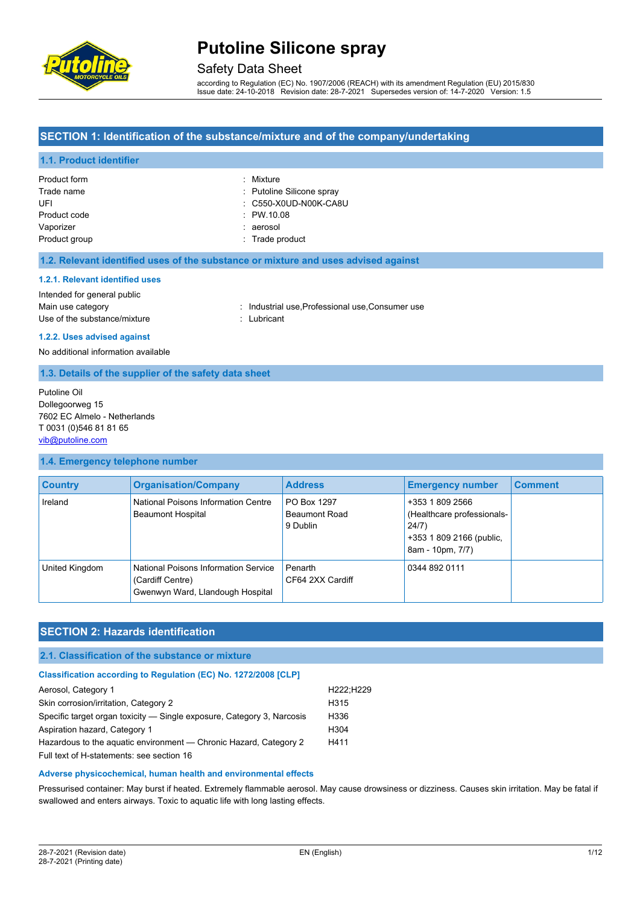# Putoline Silicone spray

## Safety Data Sheet

according to Regulation (EC) No. 1907/2006 (REACH) with its amendment Regulation (EU) 2015/830
Issue date: 24-10-2018 Revision date: 28-7-2021 Supersedes version of: 14-7-2020 Version: 1.5

## SECTION 1: Identification of the substance/mixture and of the company/undertaking

### 1.1. Product identifier

Product form : Mixture
Trade name : Putoline Silicone spray
UFI : C550-X0UD-N00K-CA8U
Product code : PW.10.08
Vaporizer : aerosol
Product group : Trade product

### 1.2. Relevant identified uses of the substance or mixture and uses advised against

#### 1.2.1. Relevant identified uses

Intended for general public
Main use category : Industrial use,Professional use,Consumer use
Use of the substance/mixture : Lubricant

#### 1.2.2. Uses advised against

No additional information available

### 1.3. Details of the supplier of the safety data sheet

Putoline Oil
Dollegoorweg 15
7602 EC Almelo - Netherlands
T 0031 (0)546 81 81 65
vib@putoline.com

### 1.4. Emergency telephone number

| Country | Organisation/Company | Address | Emergency number | Comment |
|---|---|---|---|---|
| Ireland | National Poisons Information Centre Beaumont Hospital | PO Box 1297 Beaumont Road 9 Dublin | +353 1 809 2566 (Healthcare professionals-24/7) +353 1 809 2166 (public, 8am - 10pm, 7/7) | |
| United Kingdom | National Poisons Information Service (Cardiff Centre) Gwenwyn Ward, Llandough Hospital | Penarth CF64 2XX Cardiff | 0344 892 0111 | |

## SECTION 2: Hazards identification

### 2.1. Classification of the substance or mixture

#### Classification according to Regulation (EC) No. 1272/2008 [CLP]

| | |
|---|---|
| Aerosol, Category 1 | H222;H229 |
| Skin corrosion/irritation, Category 2 | H315 |
| Specific target organ toxicity — Single exposure, Category 3, Narcosis | H336 |
| Aspiration hazard, Category 1 | H304 |
| Hazardous to the aquatic environment — Chronic Hazard, Category 2 | H411 |

Full text of H-statements: see section 16

#### Adverse physicochemical, human health and environmental effects

Pressurised container: May burst if heated. Extremely flammable aerosol. May cause drowsiness or dizziness. Causes skin irritation. May be fatal if swallowed and enters airways. Toxic to aquatic life with long lasting effects.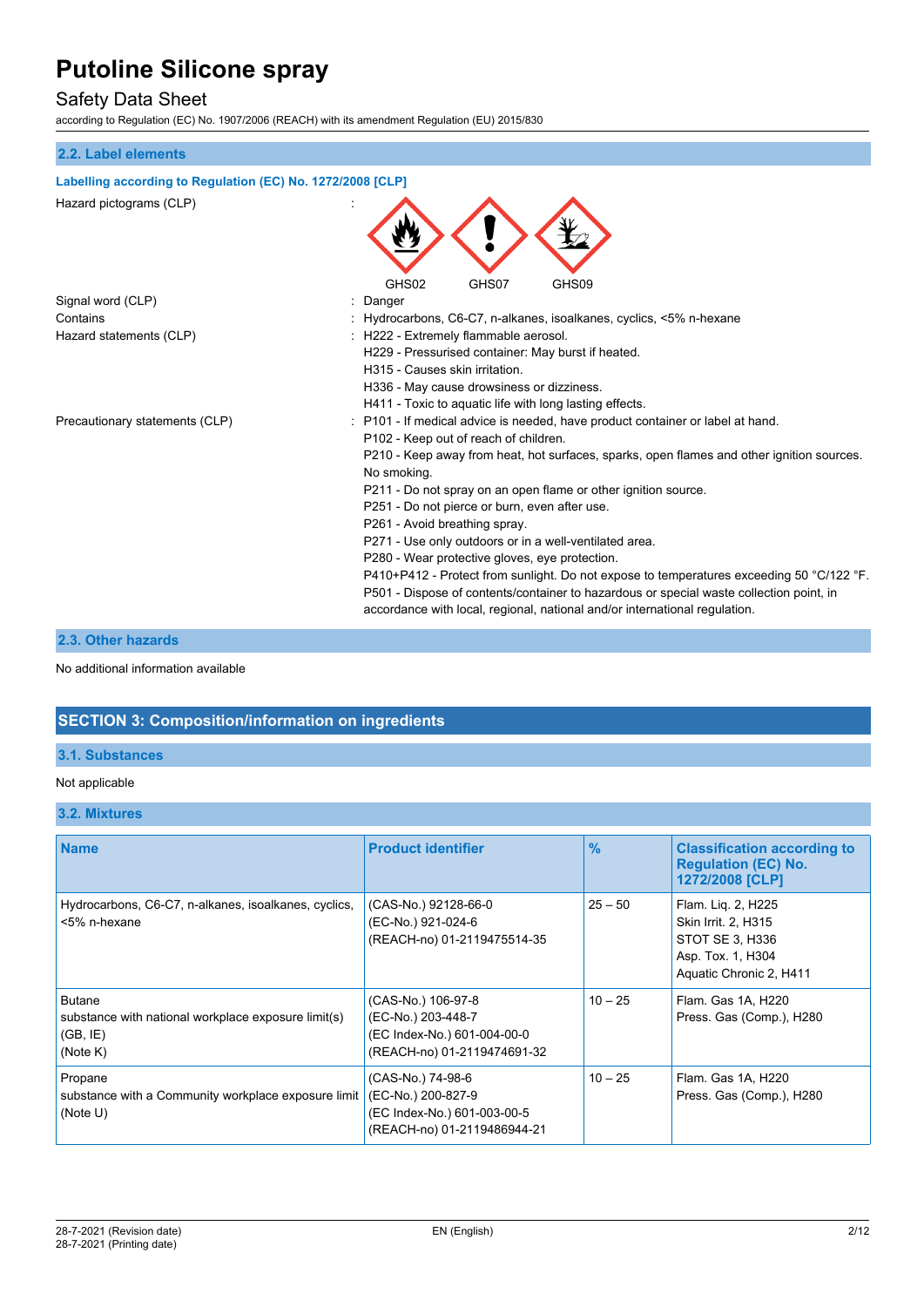# Putoline Silicone spray

Safety Data Sheet

according to Regulation (EC) No. 1907/2006 (REACH) with its amendment Regulation (EU) 2015/830

### 2.2. Label elements

**Labelling according to Regulation (EC) No. 1272/2008 [CLP]**

Hazard pictograms (CLP) :

GHS02 GHS07 GHS09

Signal word (CLP) : Danger

Contains : Hydrocarbons, C6-C7, n-alkanes, isoalkanes, cyclics, <5% n-hexane

Hazard statements (CLP) :
H222 - Extremely flammable aerosol.
H229 - Pressurised container: May burst if heated.
H315 - Causes skin irritation.
H336 - May cause drowsiness or dizziness.
H411 - Toxic to aquatic life with long lasting effects.

Precautionary statements (CLP) :
P101 - If medical advice is needed, have product container or label at hand.
P102 - Keep out of reach of children.
P210 - Keep away from heat, hot surfaces, sparks, open flames and other ignition sources. No smoking.
P211 - Do not spray on an open flame or other ignition source.
P251 - Do not pierce or burn, even after use.
P261 - Avoid breathing spray.
P271 - Use only outdoors or in a well-ventilated area.
P280 - Wear protective gloves, eye protection.
P410+P412 - Protect from sunlight. Do not expose to temperatures exceeding 50 °C/122 °F.
P501 - Dispose of contents/container to hazardous or special waste collection point, in accordance with local, regional, national and/or international regulation.

### 2.3. Other hazards

No additional information available

## SECTION 3: Composition/information on ingredients

### 3.1. Substances

Not applicable

### 3.2. Mixtures

| Name | Product identifier | % | Classification according to Regulation (EC) No. 1272/2008 [CLP] |
|---|---|---|---|
| Hydrocarbons, C6-C7, n-alkanes, isoalkanes, cyclics, <5% n-hexane | (CAS-No.) 92128-66-0<br>(EC-No.) 921-024-6<br>(REACH-no) 01-2119475514-35 | 25 – 50 | Flam. Liq. 2, H225<br>Skin Irrit. 2, H315<br>STOT SE 3, H336<br>Asp. Tox. 1, H304<br>Aquatic Chronic 2, H411 |
| Butane<br>substance with national workplace exposure limit(s) (GB, IE)<br>(Note K) | (CAS-No.) 106-97-8<br>(EC-No.) 203-448-7<br>(EC Index-No.) 601-004-00-0<br>(REACH-no) 01-2119474691-32 | 10 – 25 | Flam. Gas 1A, H220<br>Press. Gas (Comp.), H280 |
| Propane<br>substance with a Community workplace exposure limit<br>(Note U) | (CAS-No.) 74-98-6<br>(EC-No.) 200-827-9<br>(EC Index-No.) 601-003-00-5<br>(REACH-no) 01-2119486944-21 | 10 – 25 | Flam. Gas 1A, H220<br>Press. Gas (Comp.), H280 |

28-7-2021 (Revision date)
28-7-2021 (Printing date)

EN (English)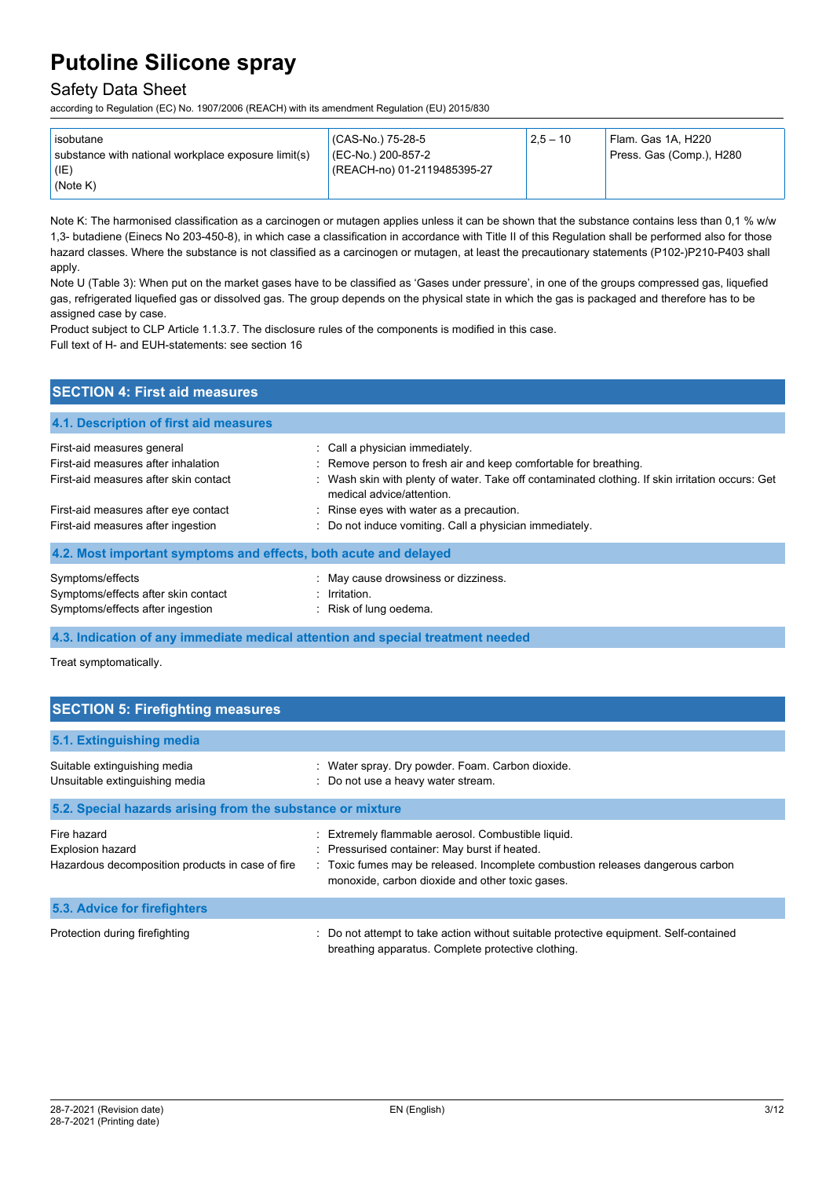| isobutane<br>substance with national workplace exposure limit(s) (IE)<br>(Note K) | (CAS-No.) 75-28-5<br>(EC-No.) 200-857-2<br>(REACH-no) 01-2119485395-27 | 2,5 – 10 | Flam. Gas 1A, H220<br>Press. Gas (Comp.), H280 |
|---|---|---|---|

Note K: The harmonised classification as a carcinogen or mutagen applies unless it can be shown that the substance contains less than 0,1 % w/w 1,3- butadiene (Einecs No 203-450-8), in which case a classification in accordance with Title II of this Regulation shall be performed also for those hazard classes. Where the substance is not classified as a carcinogen or mutagen, at least the precautionary statements (P102-)P210-P403 shall apply.

Note U (Table 3): When put on the market gases have to be classified as 'Gases under pressure', in one of the groups compressed gas, liquefied gas, refrigerated liquefied gas or dissolved gas. The group depends on the physical state in which the gas is packaged and therefore has to be assigned case by case.

Product subject to CLP Article 1.1.3.7. The disclosure rules of the components is modified in this case.

Full text of H- and EUH-statements: see section 16

## SECTION 4: First aid measures

### 4.1. Description of first aid measures

| | |
|---|---|
| First-aid measures general | : Call a physician immediately. |
| First-aid measures after inhalation | : Remove person to fresh air and keep comfortable for breathing. |
| First-aid measures after skin contact | : Wash skin with plenty of water. Take off contaminated clothing. If skin irritation occurs: Get medical advice/attention. |
| First-aid measures after eye contact | : Rinse eyes with water as a precaution. |
| First-aid measures after ingestion | : Do not induce vomiting. Call a physician immediately. |

### 4.2. Most important symptoms and effects, both acute and delayed

| | |
|---|---|
| Symptoms/effects | : May cause drowsiness or dizziness. |
| Symptoms/effects after skin contact | : Irritation. |
| Symptoms/effects after ingestion | : Risk of lung oedema. |

### 4.3. Indication of any immediate medical attention and special treatment needed

Treat symptomatically.

## SECTION 5: Firefighting measures

### 5.1. Extinguishing media

| | |
|---|---|
| Suitable extinguishing media | : Water spray. Dry powder. Foam. Carbon dioxide. |
| Unsuitable extinguishing media | : Do not use a heavy water stream. |

### 5.2. Special hazards arising from the substance or mixture

| | |
|---|---|
| Fire hazard | : Extremely flammable aerosol. Combustible liquid. |
| Explosion hazard | : Pressurised container: May burst if heated. |
| Hazardous decomposition products in case of fire | : Toxic fumes may be released. Incomplete combustion releases dangerous carbon monoxide, carbon dioxide and other toxic gases. |

### 5.3. Advice for firefighters

| | |
|---|---|
| Protection during firefighting | : Do not attempt to take action without suitable protective equipment. Self-contained breathing apparatus. Complete protective clothing. |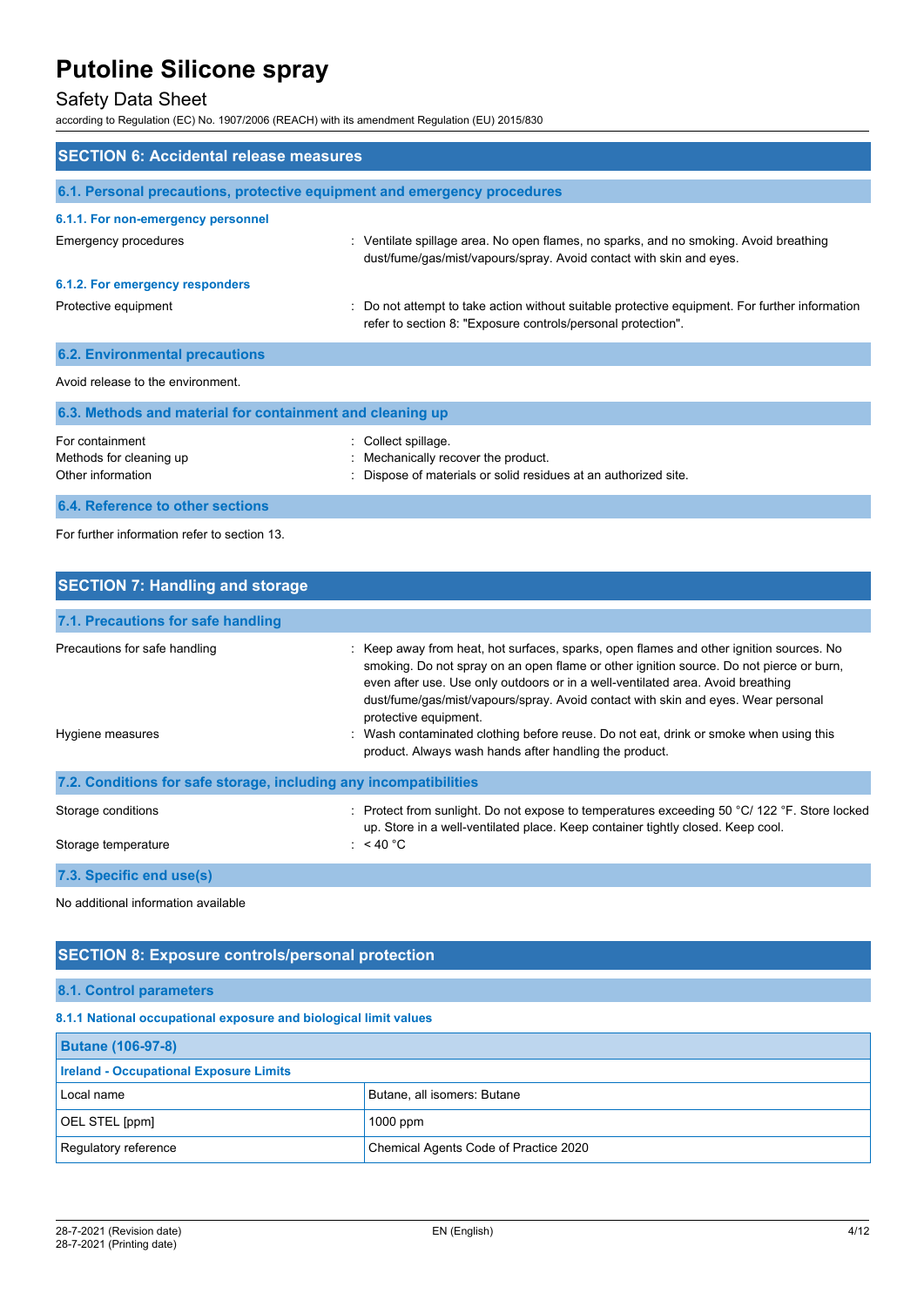# SECTION 6: Accidental release measures

## 6.1. Personal precautions, protective equipment and emergency procedures

### 6.1.1. For non-emergency personnel

Emergency procedures : Ventilate spillage area. No open flames, no sparks, and no smoking. Avoid breathing dust/fume/gas/mist/vapours/spray. Avoid contact with skin and eyes.

### 6.1.2. For emergency responders

Protective equipment : Do not attempt to take action without suitable protective equipment. For further information refer to section 8: "Exposure controls/personal protection".

## 6.2. Environmental precautions

Avoid release to the environment.

## 6.3. Methods and material for containment and cleaning up

For containment : Collect spillage.
Methods for cleaning up : Mechanically recover the product.
Other information : Dispose of materials or solid residues at an authorized site.

## 6.4. Reference to other sections

For further information refer to section 13.

# SECTION 7: Handling and storage

## 7.1. Precautions for safe handling

Precautions for safe handling : Keep away from heat, hot surfaces, sparks, open flames and other ignition sources. No smoking. Do not spray on an open flame or other ignition source. Do not pierce or burn, even after use. Use only outdoors or in a well-ventilated area. Avoid breathing dust/fume/gas/mist/vapours/spray. Avoid contact with skin and eyes. Wear personal protective equipment.

Hygiene measures : Wash contaminated clothing before reuse. Do not eat, drink or smoke when using this product. Always wash hands after handling the product.

## 7.2. Conditions for safe storage, including any incompatibilities

Storage conditions : Protect from sunlight. Do not expose to temperatures exceeding 50 °C/ 122 °F. Store locked up. Store in a well-ventilated place. Keep container tightly closed. Keep cool.

Storage temperature : < 40 °C

## 7.3. Specific end use(s)

No additional information available

# SECTION 8: Exposure controls/personal protection

## 8.1. Control parameters

### 8.1.1 National occupational exposure and biological limit values

| Butane (106-97-8) | |
|---|---|
| **Ireland - Occupational Exposure Limits** | |
| Local name | Butane, all isomers: Butane |
| OEL STEL [ppm] | 1000 ppm |
| Regulatory reference | Chemical Agents Code of Practice 2020 |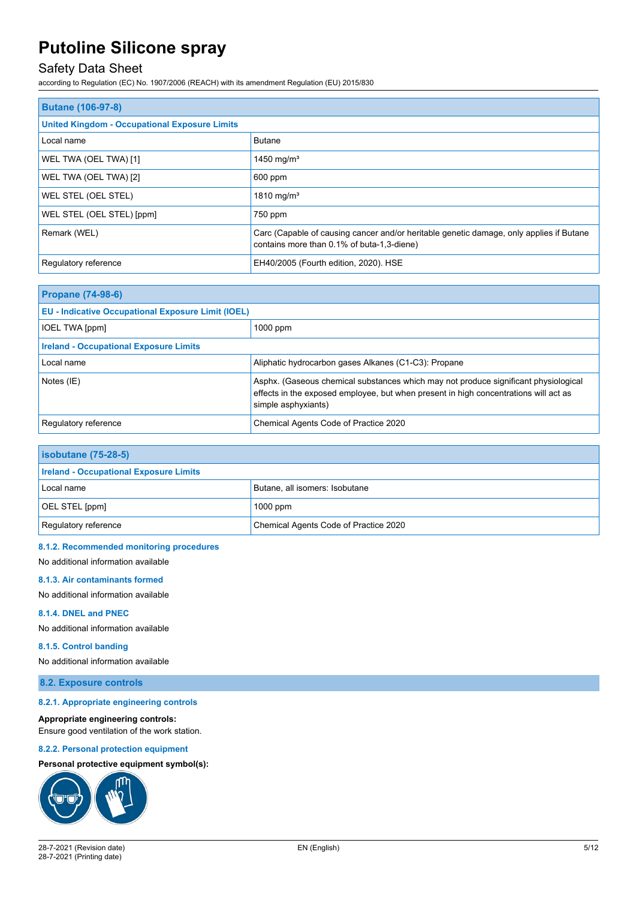| Butane (106-97-8) | |
|---|---|
| **United Kingdom - Occupational Exposure Limits** | |
| Local name | Butane |
| WEL TWA (OEL TWA) [1] | 1450 mg/m³ |
| WEL TWA (OEL TWA) [2] | 600 ppm |
| WEL STEL (OEL STEL) | 1810 mg/m³ |
| WEL STEL (OEL STEL) [ppm] | 750 ppm |
| Remark (WEL) | Carc (Capable of causing cancer and/or heritable genetic damage, only applies if Butane contains more than 0.1% of buta-1,3-diene) |
| Regulatory reference | EH40/2005 (Fourth edition, 2020). HSE |

| Propane (74-98-6) | |
|---|---|
| **EU - Indicative Occupational Exposure Limit (IOEL)** | |
| IOEL TWA [ppm] | 1000 ppm |
| **Ireland - Occupational Exposure Limits** | |
| Local name | Aliphatic hydrocarbon gases Alkanes (C1-C3): Propane |
| Notes (IE) | Asphx. (Gaseous chemical substances which may not produce significant physiological effects in the exposed employee, but when present in high concentrations will act as simple asphyxiants) |
| Regulatory reference | Chemical Agents Code of Practice 2020 |

| isobutane (75-28-5) | |
|---|---|
| **Ireland - Occupational Exposure Limits** | |
| Local name | Butane, all isomers: Isobutane |
| OEL STEL [ppm] | 1000 ppm |
| Regulatory reference | Chemical Agents Code of Practice 2020 |

#### 8.1.2. Recommended monitoring procedures

No additional information available

#### 8.1.3. Air contaminants formed

No additional information available

#### 8.1.4. DNEL and PNEC

No additional information available

#### 8.1.5. Control banding

No additional information available

### 8.2. Exposure controls

#### 8.2.1. Appropriate engineering controls

**Appropriate engineering controls:**

Ensure good ventilation of the work station.

#### 8.2.2. Personal protection equipment

**Personal protective equipment symbol(s):**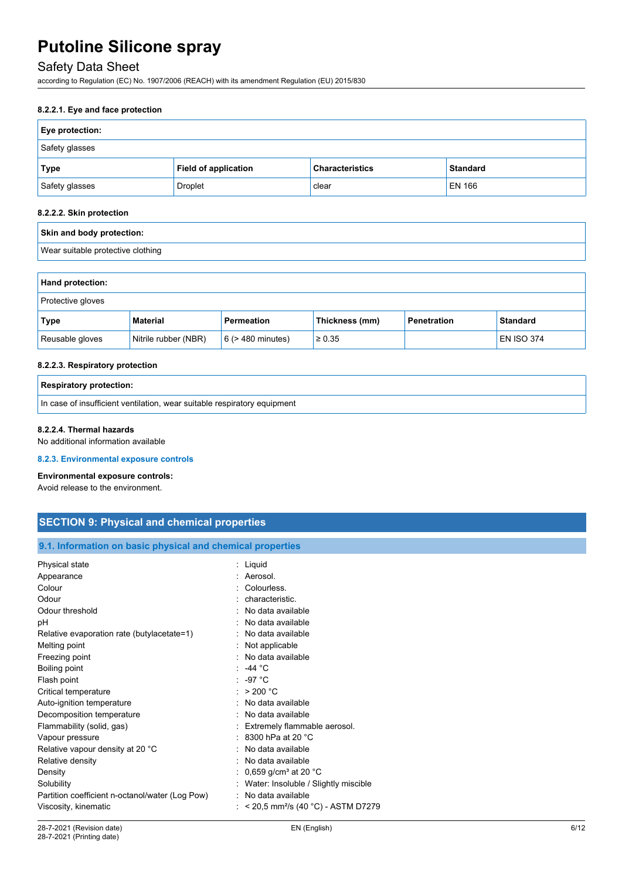#### 8.2.2.1. Eye and face protection

| Eye protection: | | | |
|---|---|---|---|
| Safety glasses | | | |
| **Type** | **Field of application** | **Characteristics** | **Standard** |
| Safety glasses | Droplet | clear | EN 166 |

#### 8.2.2.2. Skin protection

| Skin and body protection: |
|---|
| Wear suitable protective clothing |

| Hand protection: | | | | | |
|---|---|---|---|---|---|
| Protective gloves | | | | | |
| **Type** | **Material** | **Permeation** | **Thickness (mm)** | **Penetration** | **Standard** |
| Reusable gloves | Nitrile rubber (NBR) | 6 (> 480 minutes) | ≥ 0.35 | | EN ISO 374 |

#### 8.2.2.3. Respiratory protection

| Respiratory protection: |
|---|
| In case of insufficient ventilation, wear suitable respiratory equipment |

#### 8.2.2.4. Thermal hazards

No additional information available

### 8.2.3. Environmental exposure controls

**Environmental exposure controls:**

Avoid release to the environment.

## SECTION 9: Physical and chemical properties

### 9.1. Information on basic physical and chemical properties

| | |
|---|---|
| Physical state | : Liquid |
| Appearance | : Aerosol. |
| Colour | : Colourless. |
| Odour | : characteristic. |
| Odour threshold | : No data available |
| pH | : No data available |
| Relative evaporation rate (butylacetate=1) | : No data available |
| Melting point | : Not applicable |
| Freezing point | : No data available |
| Boiling point | : -44 °C |
| Flash point | : -97 °C |
| Critical temperature | : > 200 °C |
| Auto-ignition temperature | : No data available |
| Decomposition temperature | : No data available |
| Flammability (solid, gas) | : Extremely flammable aerosol. |
| Vapour pressure | : 8300 hPa at 20 °C |
| Relative vapour density at 20 °C | : No data available |
| Relative density | : No data available |
| Density | : 0,659 g/cm³ at 20 °C |
| Solubility | : Water: Insoluble / Slightly miscible |
| Partition coefficient n-octanol/water (Log Pow) | : No data available |
| Viscosity, kinematic | : < 20,5 mm²/s (40 °C) - ASTM D7279 |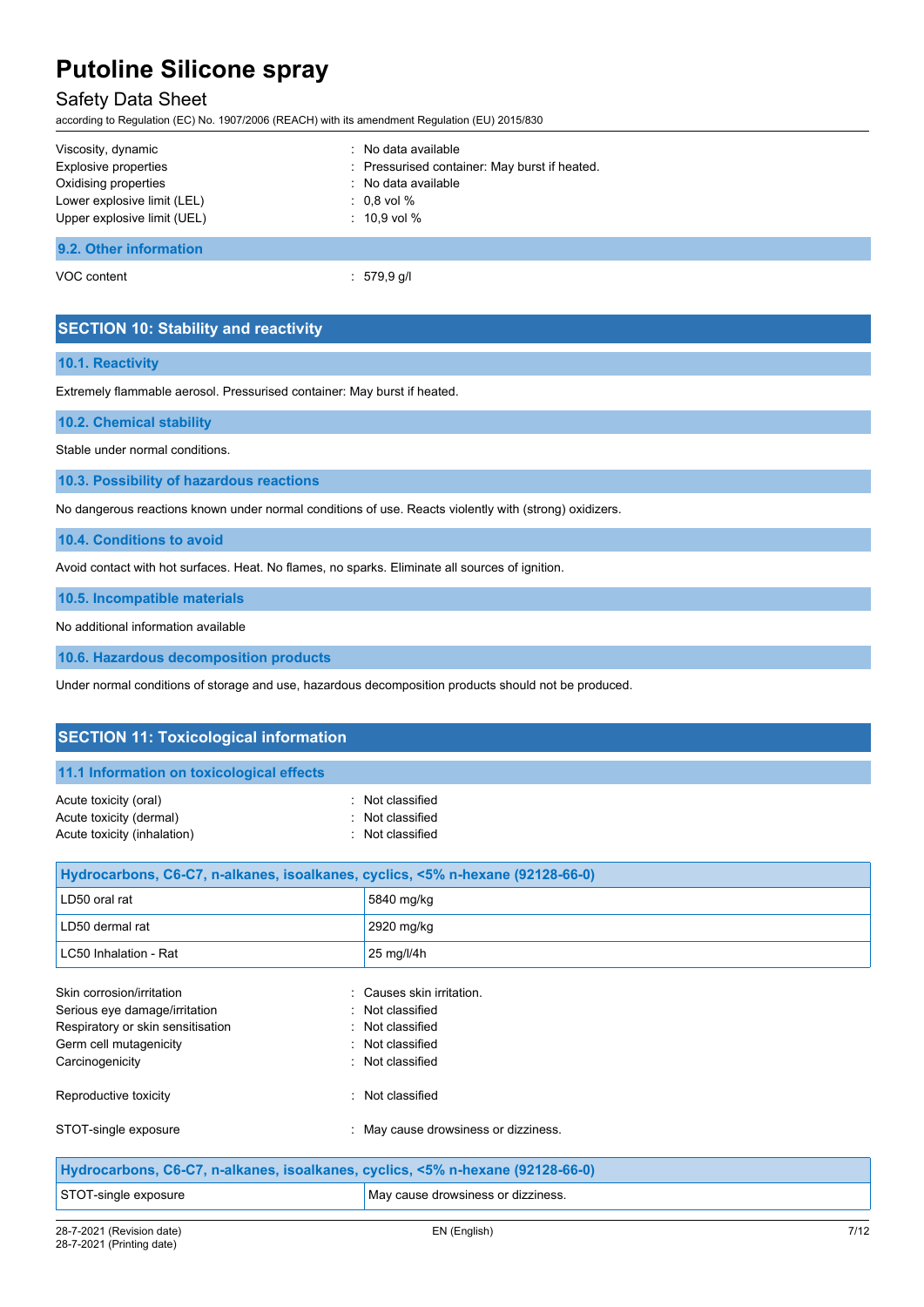| | |
|---|---|
| Viscosity, dynamic | : No data available |
| Explosive properties | : Pressurised container: May burst if heated. |
| Oxidising properties | : No data available |
| Lower explosive limit (LEL) | : 0,8 vol % |
| Upper explosive limit (UEL) | : 10,9 vol % |

### 9.2. Other information

| | |
|---|---|
| VOC content | : 579,9 g/l |

## SECTION 10: Stability and reactivity

### 10.1. Reactivity

Extremely flammable aerosol. Pressurised container: May burst if heated.

### 10.2. Chemical stability

Stable under normal conditions.

### 10.3. Possibility of hazardous reactions

No dangerous reactions known under normal conditions of use. Reacts violently with (strong) oxidizers.

### 10.4. Conditions to avoid

Avoid contact with hot surfaces. Heat. No flames, no sparks. Eliminate all sources of ignition.

### 10.5. Incompatible materials

No additional information available

### 10.6. Hazardous decomposition products

Under normal conditions of storage and use, hazardous decomposition products should not be produced.

## SECTION 11: Toxicological information

### 11.1 Information on toxicological effects

| | |
|---|---|
| Acute toxicity (oral) | : Not classified |
| Acute toxicity (dermal) | : Not classified |
| Acute toxicity (inhalation) | : Not classified |

| Hydrocarbons, C6-C7, n-alkanes, isoalkanes, cyclics, <5% n-hexane (92128-66-0) | |
|---|---|
| LD50 oral rat | 5840 mg/kg |
| LD50 dermal rat | 2920 mg/kg |
| LC50 Inhalation - Rat | 25 mg/l/4h |

| | |
|---|---|
| Skin corrosion/irritation | : Causes skin irritation. |
| Serious eye damage/irritation | : Not classified |
| Respiratory or skin sensitisation | : Not classified |
| Germ cell mutagenicity | : Not classified |
| Carcinogenicity | : Not classified |
| Reproductive toxicity | : Not classified |
| STOT-single exposure | : May cause drowsiness or dizziness. |

| Hydrocarbons, C6-C7, n-alkanes, isoalkanes, cyclics, <5% n-hexane (92128-66-0) | |
|---|---|
| STOT-single exposure | May cause drowsiness or dizziness. |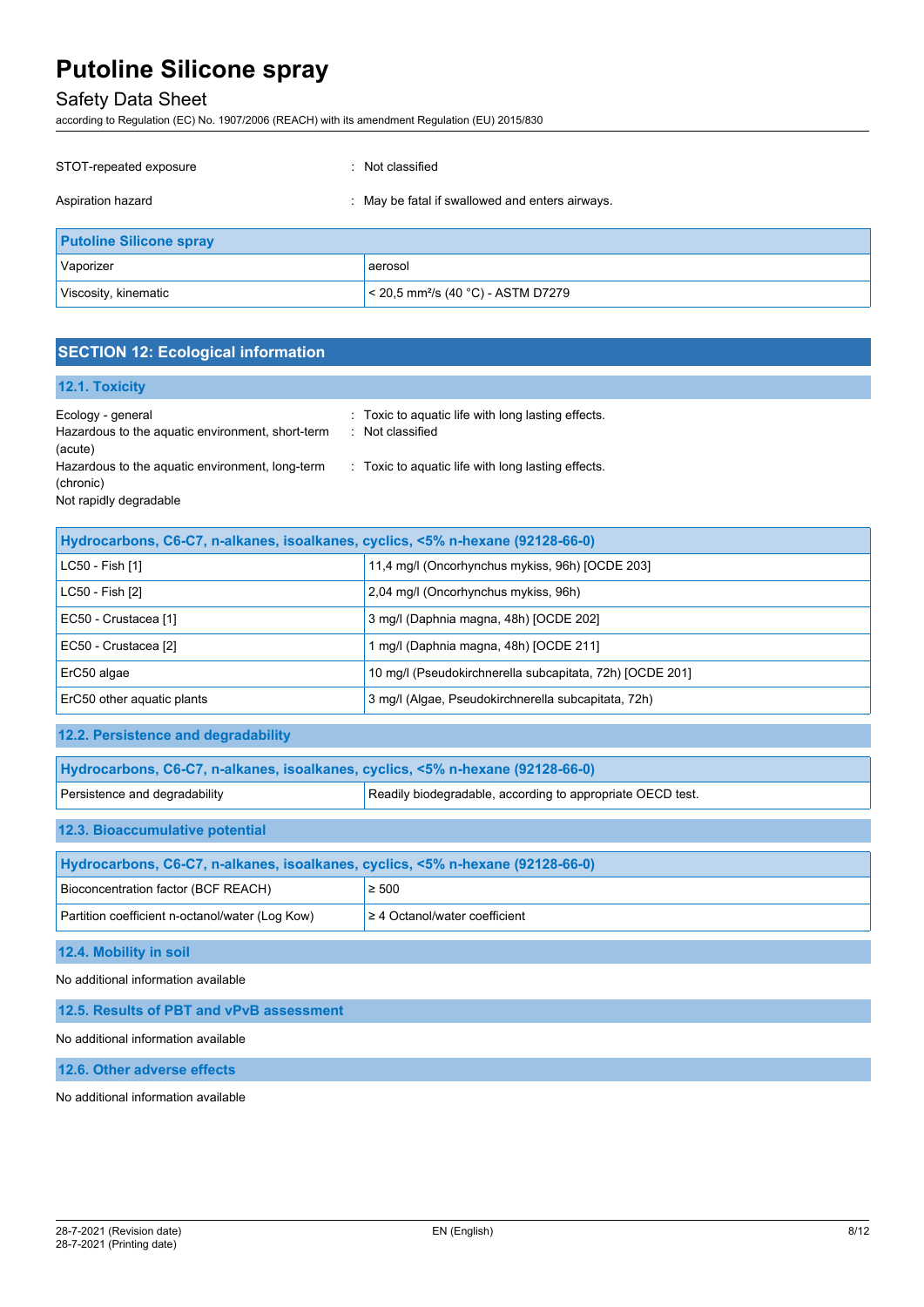STOT-repeated exposure : Not classified

Aspiration hazard : May be fatal if swallowed and enters airways.

| Putoline Silicone spray | |
|---|---|
| Vaporizer | aerosol |
| Viscosity, kinematic | < 20,5 mm²/s (40 °C) - ASTM D7279 |

## SECTION 12: Ecological information

### 12.1. Toxicity

Ecology - general : Toxic to aquatic life with long lasting effects.

Hazardous to the aquatic environment, short-term (acute) : Not classified

Hazardous to the aquatic environment, long-term (chronic) : Toxic to aquatic life with long lasting effects.

Not rapidly degradable

| Hydrocarbons, C6-C7, n-alkanes, isoalkanes, cyclics, <5% n-hexane (92128-66-0) | |
|---|---|
| LC50 - Fish [1] | 11,4 mg/l (Oncorhynchus mykiss, 96h) [OCDE 203] |
| LC50 - Fish [2] | 2,04 mg/l (Oncorhynchus mykiss, 96h) |
| EC50 - Crustacea [1] | 3 mg/l (Daphnia magna, 48h) [OCDE 202] |
| EC50 - Crustacea [2] | 1 mg/l (Daphnia magna, 48h) [OCDE 211] |
| ErC50 algae | 10 mg/l (Pseudokirchnerella subcapitata, 72h) [OCDE 201] |
| ErC50 other aquatic plants | 3 mg/l (Algae, Pseudokirchnerella subcapitata, 72h) |

### 12.2. Persistence and degradability

| Hydrocarbons, C6-C7, n-alkanes, isoalkanes, cyclics, <5% n-hexane (92128-66-0) | |
|---|---|
| Persistence and degradability | Readily biodegradable, according to appropriate OECD test. |

### 12.3. Bioaccumulative potential

| Hydrocarbons, C6-C7, n-alkanes, isoalkanes, cyclics, <5% n-hexane (92128-66-0) | |
|---|---|
| Bioconcentration factor (BCF REACH) | ≥ 500 |
| Partition coefficient n-octanol/water (Log Kow) | ≥ 4 Octanol/water coefficient |

### 12.4. Mobility in soil

No additional information available

### 12.5. Results of PBT and vPvB assessment

No additional information available

### 12.6. Other adverse effects

No additional information available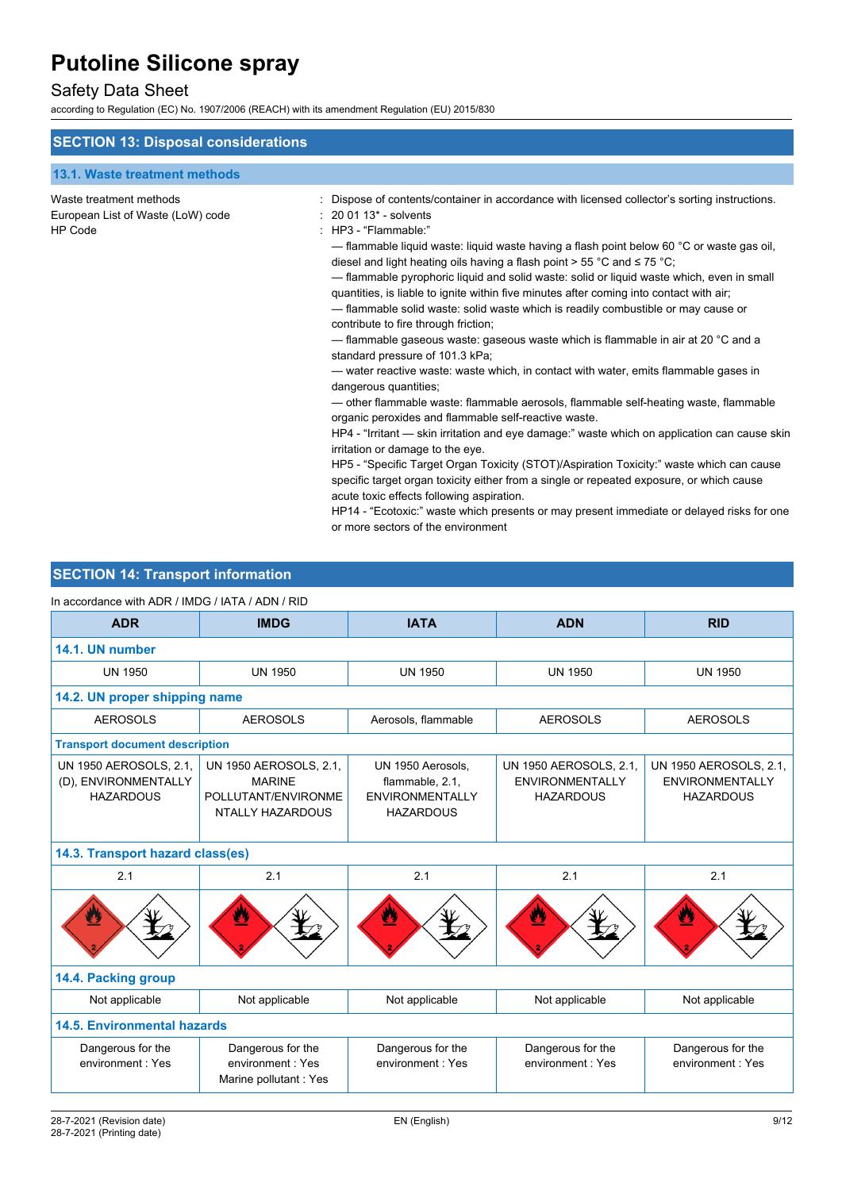# Putoline Silicone spray

## Safety Data Sheet

according to Regulation (EC) No. 1907/2006 (REACH) with its amendment Regulation (EU) 2015/830

## SECTION 13: Disposal considerations

### 13.1. Waste treatment methods

Waste treatment methods : Dispose of contents/container in accordance with licensed collector's sorting instructions.

European List of Waste (LoW) code : 20 01 13* - solvents

HP Code : HP3 - "Flammable:"

— flammable liquid waste: liquid waste having a flash point below 60 °C or waste gas oil, diesel and light heating oils having a flash point > 55 °C and ≤ 75 °C;

— flammable pyrophoric liquid and solid waste: solid or liquid waste which, even in small quantities, is liable to ignite within five minutes after coming into contact with air;

— flammable solid waste: solid waste which is readily combustible or may cause or contribute to fire through friction;

— flammable gaseous waste: gaseous waste which is flammable in air at 20 °C and a standard pressure of 101.3 kPa;

— water reactive waste: waste which, in contact with water, emits flammable gases in dangerous quantities;

— other flammable waste: flammable aerosols, flammable self-heating waste, flammable organic peroxides and flammable self-reactive waste.

HP4 - "Irritant — skin irritation and eye damage:" waste which on application can cause skin irritation or damage to the eye.

HP5 - "Specific Target Organ Toxicity (STOT)/Aspiration Toxicity:" waste which can cause specific target organ toxicity either from a single or repeated exposure, or which cause acute toxic effects following aspiration.

HP14 - "Ecotoxic:" waste which presents or may present immediate or delayed risks for one or more sectors of the environment

## SECTION 14: Transport information

In accordance with ADR / IMDG / IATA / ADN / RID

| ADR | IMDG | IATA | ADN | RID |
|---|---|---|---|---|
| **14.1. UN number** | | | | |
| UN 1950 | UN 1950 | UN 1950 | UN 1950 | UN 1950 |
| **14.2. UN proper shipping name** | | | | |
| AEROSOLS | AEROSOLS | Aerosols, flammable | AEROSOLS | AEROSOLS |
| **Transport document description** | | | | |
| UN 1950 AEROSOLS, 2.1, (D), ENVIRONMENTALLY HAZARDOUS | UN 1950 AEROSOLS, 2.1, MARINE POLLUTANT/ENVIRONMENTALLY HAZARDOUS | UN 1950 Aerosols, flammable, 2.1, ENVIRONMENTALLY HAZARDOUS | UN 1950 AEROSOLS, 2.1, ENVIRONMENTALLY HAZARDOUS | UN 1950 AEROSOLS, 2.1, ENVIRONMENTALLY HAZARDOUS |
| **14.3. Transport hazard class(es)** | | | | |
| 2.1 | 2.1 | 2.1 | 2.1 | 2.1 |
| **14.4. Packing group** | | | | |
| Not applicable | Not applicable | Not applicable | Not applicable | Not applicable |
| **14.5. Environmental hazards** | | | | |
| Dangerous for the environment : Yes | Dangerous for the environment : Yes<br>Marine pollutant : Yes | Dangerous for the environment : Yes | Dangerous for the environment : Yes | Dangerous for the environment : Yes |

28-7-2021 (Revision date)
28-7-2021 (Printing date)

EN (English)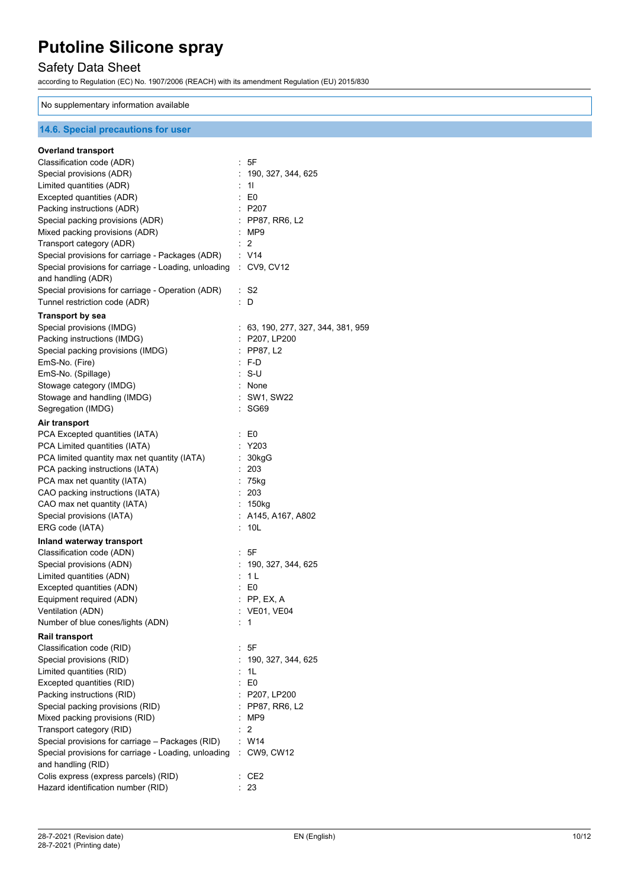No supplementary information available

## 14.6. Special precautions for user

**Overland transport**

Classification code (ADR) : 5F
Special provisions (ADR) : 190, 327, 344, 625
Limited quantities (ADR) : 1l
Excepted quantities (ADR) : E0
Packing instructions (ADR) : P207
Special packing provisions (ADR) : PP87, RR6, L2
Mixed packing provisions (ADR) : MP9
Transport category (ADR) : 2
Special provisions for carriage - Packages (ADR) : V14
Special provisions for carriage - Loading, unloading and handling (ADR) : CV9, CV12
Special provisions for carriage - Operation (ADR) : S2
Tunnel restriction code (ADR) : D

**Transport by sea**

Special provisions (IMDG) : 63, 190, 277, 327, 344, 381, 959
Packing instructions (IMDG) : P207, LP200
Special packing provisions (IMDG) : PP87, L2
EmS-No. (Fire) : F-D
EmS-No. (Spillage) : S-U
Stowage category (IMDG) : None
Stowage and handling (IMDG) : SW1, SW22
Segregation (IMDG) : SG69

**Air transport**

PCA Excepted quantities (IATA) : E0
PCA Limited quantities (IATA) : Y203
PCA limited quantity max net quantity (IATA) : 30kgG
PCA packing instructions (IATA) : 203
PCA max net quantity (IATA) : 75kg
CAO packing instructions (IATA) : 203
CAO max net quantity (IATA) : 150kg
Special provisions (IATA) : A145, A167, A802
ERG code (IATA) : 10L

**Inland waterway transport**

Classification code (ADN) : 5F
Special provisions (ADN) : 190, 327, 344, 625
Limited quantities (ADN) : 1 L
Excepted quantities (ADN) : E0
Equipment required (ADN) : PP, EX, A
Ventilation (ADN) : VE01, VE04
Number of blue cones/lights (ADN) : 1

**Rail transport**

Classification code (RID) : 5F
Special provisions (RID) : 190, 327, 344, 625
Limited quantities (RID) : 1L
Excepted quantities (RID) : E0
Packing instructions (RID) : P207, LP200
Special packing provisions (RID) : PP87, RR6, L2
Mixed packing provisions (RID) : MP9
Transport category (RID) : 2
Special provisions for carriage – Packages (RID) : W14
Special provisions for carriage - Loading, unloading and handling (RID) : CW9, CW12
Colis express (express parcels) (RID) : CE2
Hazard identification number (RID) : 23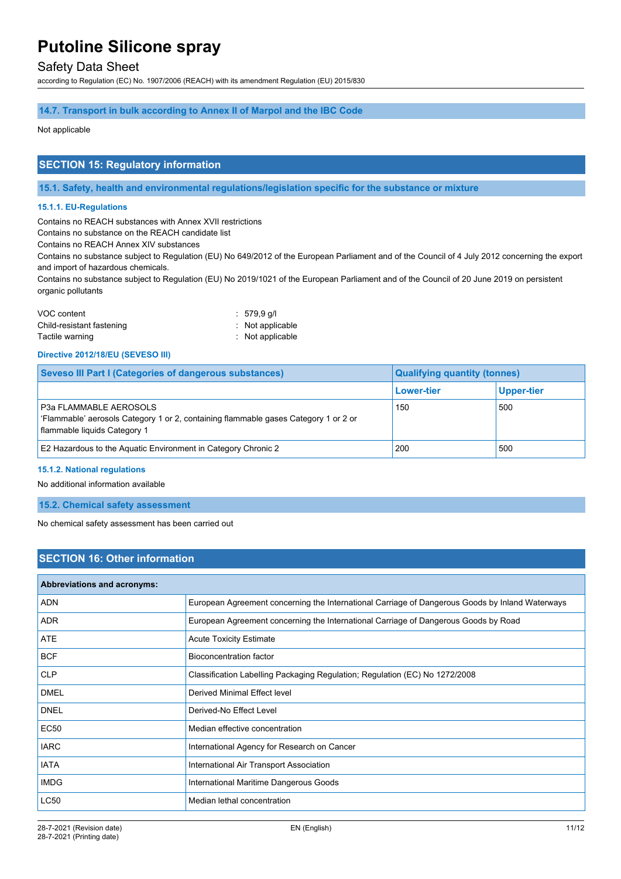#### 14.7. Transport in bulk according to Annex II of Marpol and the IBC Code

Not applicable

## SECTION 15: Regulatory information

### 15.1. Safety, health and environmental regulations/legislation specific for the substance or mixture

#### 15.1.1. EU-Regulations

Contains no REACH substances with Annex XVII restrictions
Contains no substance on the REACH candidate list
Contains no REACH Annex XIV substances
Contains no substance subject to Regulation (EU) No 649/2012 of the European Parliament and of the Council of 4 July 2012 concerning the export and import of hazardous chemicals.
Contains no substance subject to Regulation (EU) No 2019/1021 of the European Parliament and of the Council of 20 June 2019 on persistent organic pollutants

VOC content : 579,9 g/l
Child-resistant fastening : Not applicable
Tactile warning : Not applicable

#### Directive 2012/18/EU (SEVESO III)

| Seveso III Part I (Categories of dangerous substances) | Qualifying quantity (tonnes) | |
|---|---|---|
| | Lower-tier | Upper-tier |
| P3a FLAMMABLE AEROSOLS<br>'Flammable' aerosols Category 1 or 2, containing flammable gases Category 1 or 2 or flammable liquids Category 1 | 150 | 500 |
| E2 Hazardous to the Aquatic Environment in Category Chronic 2 | 200 | 500 |

#### 15.1.2. National regulations

No additional information available

### 15.2. Chemical safety assessment

No chemical safety assessment has been carried out

## SECTION 16: Other information

| Abbreviations and acronyms: | |
|---|---|
| ADN | European Agreement concerning the International Carriage of Dangerous Goods by Inland Waterways |
| ADR | European Agreement concerning the International Carriage of Dangerous Goods by Road |
| ATE | Acute Toxicity Estimate |
| BCF | Bioconcentration factor |
| CLP | Classification Labelling Packaging Regulation; Regulation (EC) No 1272/2008 |
| DMEL | Derived Minimal Effect level |
| DNEL | Derived-No Effect Level |
| EC50 | Median effective concentration |
| IARC | International Agency for Research on Cancer |
| IATA | International Air Transport Association |
| IMDG | International Maritime Dangerous Goods |
| LC50 | Median lethal concentration |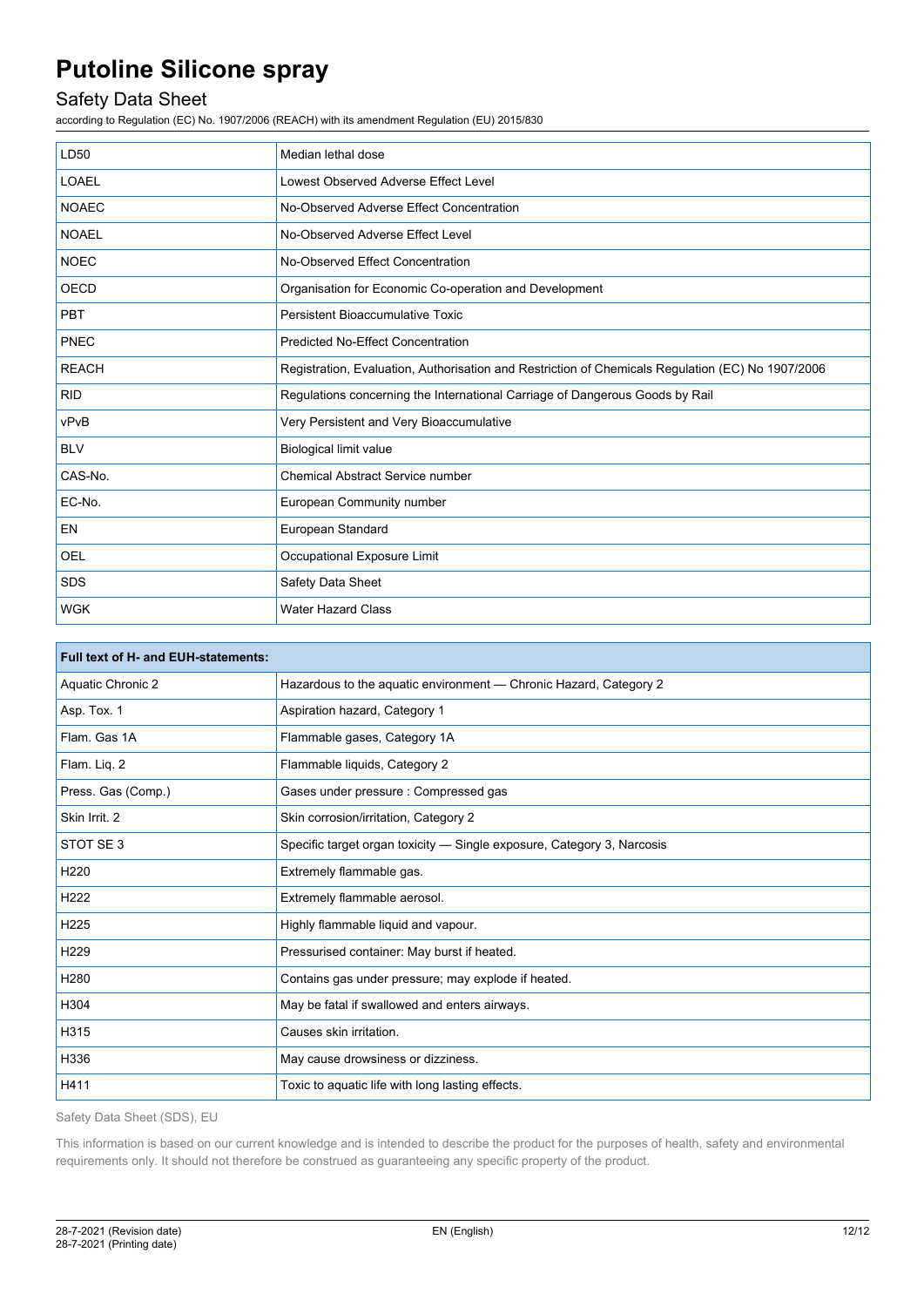| | |
|---|---|
| LD50 | Median lethal dose |
| LOAEL | Lowest Observed Adverse Effect Level |
| NOAEC | No-Observed Adverse Effect Concentration |
| NOAEL | No-Observed Adverse Effect Level |
| NOEC | No-Observed Effect Concentration |
| OECD | Organisation for Economic Co-operation and Development |
| PBT | Persistent Bioaccumulative Toxic |
| PNEC | Predicted No-Effect Concentration |
| REACH | Registration, Evaluation, Authorisation and Restriction of Chemicals Regulation (EC) No 1907/2006 |
| RID | Regulations concerning the International Carriage of Dangerous Goods by Rail |
| vPvB | Very Persistent and Very Bioaccumulative |
| BLV | Biological limit value |
| CAS-No. | Chemical Abstract Service number |
| EC-No. | European Community number |
| EN | European Standard |
| OEL | Occupational Exposure Limit |
| SDS | Safety Data Sheet |
| WGK | Water Hazard Class |

| **Full text of H- and EUH-statements:** | |
|---|---|
| Aquatic Chronic 2 | Hazardous to the aquatic environment — Chronic Hazard, Category 2 |
| Asp. Tox. 1 | Aspiration hazard, Category 1 |
| Flam. Gas 1A | Flammable gases, Category 1A |
| Flam. Liq. 2 | Flammable liquids, Category 2 |
| Press. Gas (Comp.) | Gases under pressure : Compressed gas |
| Skin Irrit. 2 | Skin corrosion/irritation, Category 2 |
| STOT SE 3 | Specific target organ toxicity — Single exposure, Category 3, Narcosis |
| H220 | Extremely flammable gas. |
| H222 | Extremely flammable aerosol. |
| H225 | Highly flammable liquid and vapour. |
| H229 | Pressurised container: May burst if heated. |
| H280 | Contains gas under pressure; may explode if heated. |
| H304 | May be fatal if swallowed and enters airways. |
| H315 | Causes skin irritation. |
| H336 | May cause drowsiness or dizziness. |
| H411 | Toxic to aquatic life with long lasting effects. |

Safety Data Sheet (SDS), EU

This information is based on our current knowledge and is intended to describe the product for the purposes of health, safety and environmental requirements only. It should not therefore be construed as guaranteeing any specific property of the product.